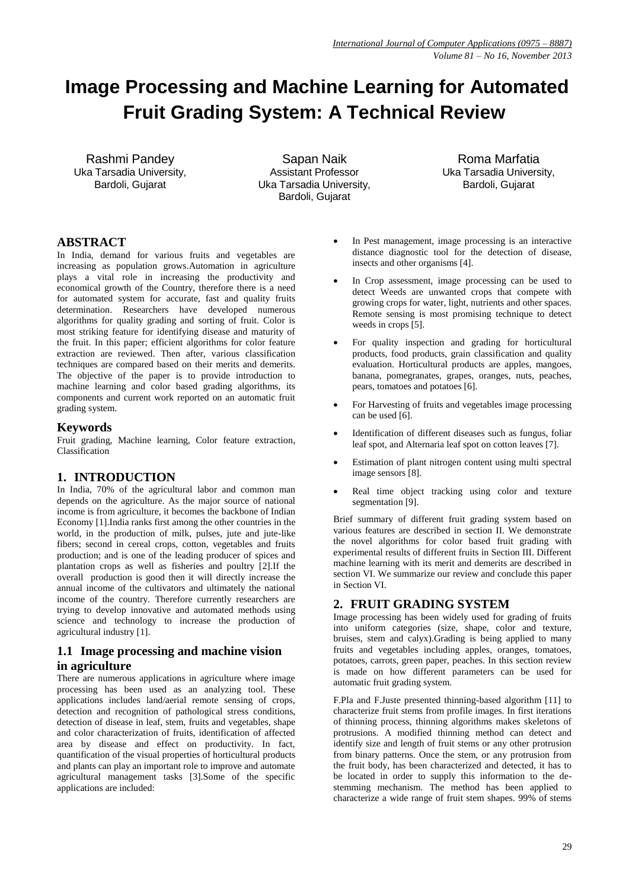# Image Processing and Machine Learning for Automated Fruit Grading System: A Technical Review

Rashmi Pandey
Uka Tarsadia University,
Bardoli, Gujarat

Sapan Naik
Assistant Professor
Uka Tarsadia University,
Bardoli, Gujarat

Roma Marfatia
Uka Tarsadia University,
Bardoli, Gujarat

## ABSTRACT

In India, demand for various fruits and vegetables are increasing as population grows.Automation in agriculture plays a vital role in increasing the productivity and economical growth of the Country, therefore there is a need for automated system for accurate, fast and quality fruits determination. Researchers have developed numerous algorithms for quality grading and sorting of fruit. Color is most striking feature for identifying disease and maturity of the fruit. In this paper; efficient algorithms for color feature extraction are reviewed. Then after, various classification techniques are compared based on their merits and demerits. The objective of the paper is to provide introduction to machine learning and color based grading algorithms, its components and current work reported on an automatic fruit grading system.

## Keywords

Fruit grading, Machine learning, Color feature extraction, Classification

## 1. INTRODUCTION

In India, 70% of the agricultural labor and common man depends on the agriculture. As the major source of national income is from agriculture, it becomes the backbone of Indian Economy [1].India ranks first among the other countries in the world, in the production of milk, pulses, jute and jute-like fibers; second in cereal crops, cotton, vegetables and fruits production; and is one of the leading producer of spices and plantation crops as well as fisheries and poultry [2].If the overall production is good then it will directly increase the annual income of the cultivators and ultimately the national income of the country. Therefore currently researchers are trying to develop innovative and automated methods using science and technology to increase the production of agricultural industry [1].

### 1.1 Image processing and machine vision in agriculture

There are numerous applications in agriculture where image processing has been used as an analyzing tool. These applications includes land/aerial remote sensing of crops, detection and recognition of pathological stress conditions, detection of disease in leaf, stem, fruits and vegetables, shape and color characterization of fruits, identification of affected area by disease and effect on productivity. In fact, quantification of the visual properties of horticultural products and plants can play an important role to improve and automate agricultural management tasks [3].Some of the specific applications are included:

- In Pest management, image processing is an interactive distance diagnostic tool for the detection of disease, insects and other organisms [4].
- In Crop assessment, image processing can be used to detect Weeds are unwanted crops that compete with growing crops for water, light, nutrients and other spaces. Remote sensing is most promising technique to detect weeds in crops [5].
- For quality inspection and grading for horticultural products, food products, grain classification and quality evaluation. Horticultural products are apples, mangoes, banana, pomegranates, grapes, oranges, nuts, peaches, pears, tomatoes and potatoes [6].
- For Harvesting of fruits and vegetables image processing can be used [6].
- Identification of different diseases such as fungus, foliar leaf spot, and Alternaria leaf spot on cotton leaves [7].
- Estimation of plant nitrogen content using multi spectral image sensors [8].
- Real time object tracking using color and texture segmentation [9].

Brief summary of different fruit grading system based on various features are described in section II. We demonstrate the novel algorithms for color based fruit grading with experimental results of different fruits in Section III. Different machine learning with its merit and demerits are described in section VI. We summarize our review and conclude this paper in Section VI.

## 2. FRUIT GRADING SYSTEM

Image processing has been widely used for grading of fruits into uniform categories (size, shape, color and texture, bruises, stem and calyx).Grading is being applied to many fruits and vegetables including apples, oranges, tomatoes, potatoes, carrots, green paper, peaches. In this section review is made on how different parameters can be used for automatic fruit grading system.

F.Pla and F.Juste presented thinning-based algorithm [11] to characterize fruit stems from profile images. In first iterations of thinning process, thinning algorithms makes skeletons of protrusions. A modified thinning method can detect and identify size and length of fruit stems or any other protrusion from binary patterns. Once the stem, or any protrusion from the fruit body, has been characterized and detected, it has to be located in order to supply this information to the de-stemming mechanism. The method has been applied to characterize a wide range of fruit stem shapes. 99% of stems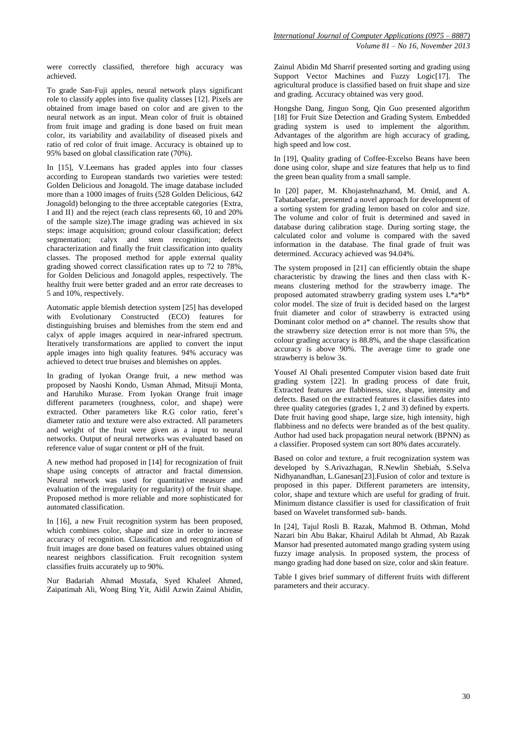were correctly classified, therefore high accuracy was achieved.

To grade San-Fuji apples, neural network plays significant role to classify apples into five quality classes [12]. Pixels are obtained from image based on color and are given to the neural network as an input. Mean color of fruit is obtained from fruit image and grading is done based on fruit mean color, its variability and availability of diseased pixels and ratio of red color of fruit image. Accuracy is obtained up to 95% based on global classification rate (70%).

In [15], V.Leemans has graded apples into four classes according to European standards two varieties were tested: Golden Delicious and Jonagold. The image database included more than a 1000 images of fruits (528 Golden Delicious, 642 Jonagold) belonging to the three acceptable categories {Extra, I and II} and the reject (each class represents 60, 10 and 20% of the sample size).The image grading was achieved in six steps: image acquisition; ground colour classification; defect segmentation; calyx and stem recognition; defects characterization and finally the fruit classification into quality classes. The proposed method for apple external quality grading showed correct classification rates up to 72 to 78%, for Golden Delicious and Jonagold apples, respectively. The healthy fruit were better graded and an error rate decreases to 5 and 10%, respectively.

Automatic apple blemish detection system [25] has developed with Evolutionary Constructed (ECO) features for distinguishing bruises and blemishes from the stem end and calyx of apple images acquired in near-infrared spectrum. Iteratively transformations are applied to convert the input apple images into high quality features. 94% accuracy was achieved to detect true bruises and blemishes on apples.

In grading of Iyokan Orange fruit, a new method was proposed by Naoshi Kondo, Usman Ahmad, Mitsuji Monta, and Haruhiko Murase. From Iyokan Orange fruit image different parameters (roughness, color, and shape) were extracted. Other parameters like R.G color ratio, feret's diameter ratio and texture were also extracted. All parameters and weight of the fruit were given as a input to neural networks. Output of neural networks was evaluated based on reference value of sugar content or pH of the fruit.

A new method had proposed in [14] for recognization of fruit shape using concepts of attractor and fractal dimension. Neural network was used for quantitative measure and evaluation of the irregularity (or regularity) of the fruit shape. Proposed method is more reliable and more sophisticated for automated classification.

In [16], a new Fruit recognition system has been proposed, which combines color, shape and size in order to increase accuracy of recognition. Classification and recognization of fruit images are done based on features values obtained using nearest neighbors classification. Fruit recognition system classifies fruits accurately up to 90%.

Nur Badariah Ahmad Mustafa, Syed Khaleel Ahmed, Zaipatimah Ali, Wong Bing Yit, Aidil Azwin Zainul Abidin, Zainul Abidin Md Sharrif presented sorting and grading using Support Vector Machines and Fuzzy Logic[17]. The agricultural produce is classified based on fruit shape and size and grading. Accuracy obtained was very good.

Hongshe Dang, Jinguo Song, Qin Guo presented algorithm [18] for Fruit Size Detection and Grading System. Embedded grading system is used to implement the algorithm. Advantages of the algorithm are high accuracy of grading, high speed and low cost.

In [19], Quality grading of Coffee-Excelso Beans have been done using color, shape and size features that help us to find the green bean quality from a small sample.

In [20] paper, M. Khojastehnazhand, M. Omid, and A. Tabatabaeefar, presented a novel approach for development of a sorting system for grading lemon based on color and size. The volume and color of fruit is determined and saved in database during calibration stage. During sorting stage, the calculated color and volume is compared with the saved information in the database. The final grade of fruit was determined. Accuracy achieved was 94.04%.

The system proposed in [21] can efficiently obtain the shape characteristic by drawing the lines and then class with K-means clustering method for the strawberry image. The proposed automated strawberry grading system uses L*a*b* color model. The size of fruit is decided based on the largest fruit diameter and color of strawberry is extracted using Dominant color method on a* channel. The results show that the strawberry size detection error is not more than 5%, the colour grading accuracy is 88.8%, and the shape classification accuracy is above 90%. The average time to grade one strawberry is below 3s.

Yousef Al Ohali presented Computer vision based date fruit grading system [22]. In grading process of date fruit, Extracted features are flabbiness, size, shape, intensity and defects. Based on the extracted features it classifies dates into three quality categories (grades 1, 2 and 3) defined by experts. Date fruit having good shape, large size, high intensity, high flabbiness and no defects were branded as of the best quality. Author had used back propagation neural network (BPNN) as a classifier. Proposed system can sort 80% dates accurately.

Based on color and texture, a fruit recognization system was developed by S.Arivazhagan, R.Newlin Shebiah, S.Selva Nidhyanandhan, L.Ganesan[23].Fusion of color and texture is proposed in this paper. Different parameters are intensity, color, shape and texture which are useful for grading of fruit. Minimum distance classifier is used for classification of fruit based on Wavelet transformed sub- bands.

In [24], Tajul Rosli B. Razak, Mahmod B. Othman, Mohd Nazari bin Abu Bakar, Khairul Adilah bt Ahmad, Ab Razak Mansor had presented automated mango grading system using fuzzy image analysis. In proposed system, the process of mango grading had done based on size, color and skin feature.

Table I gives brief summary of different fruits with different parameters and their accuracy.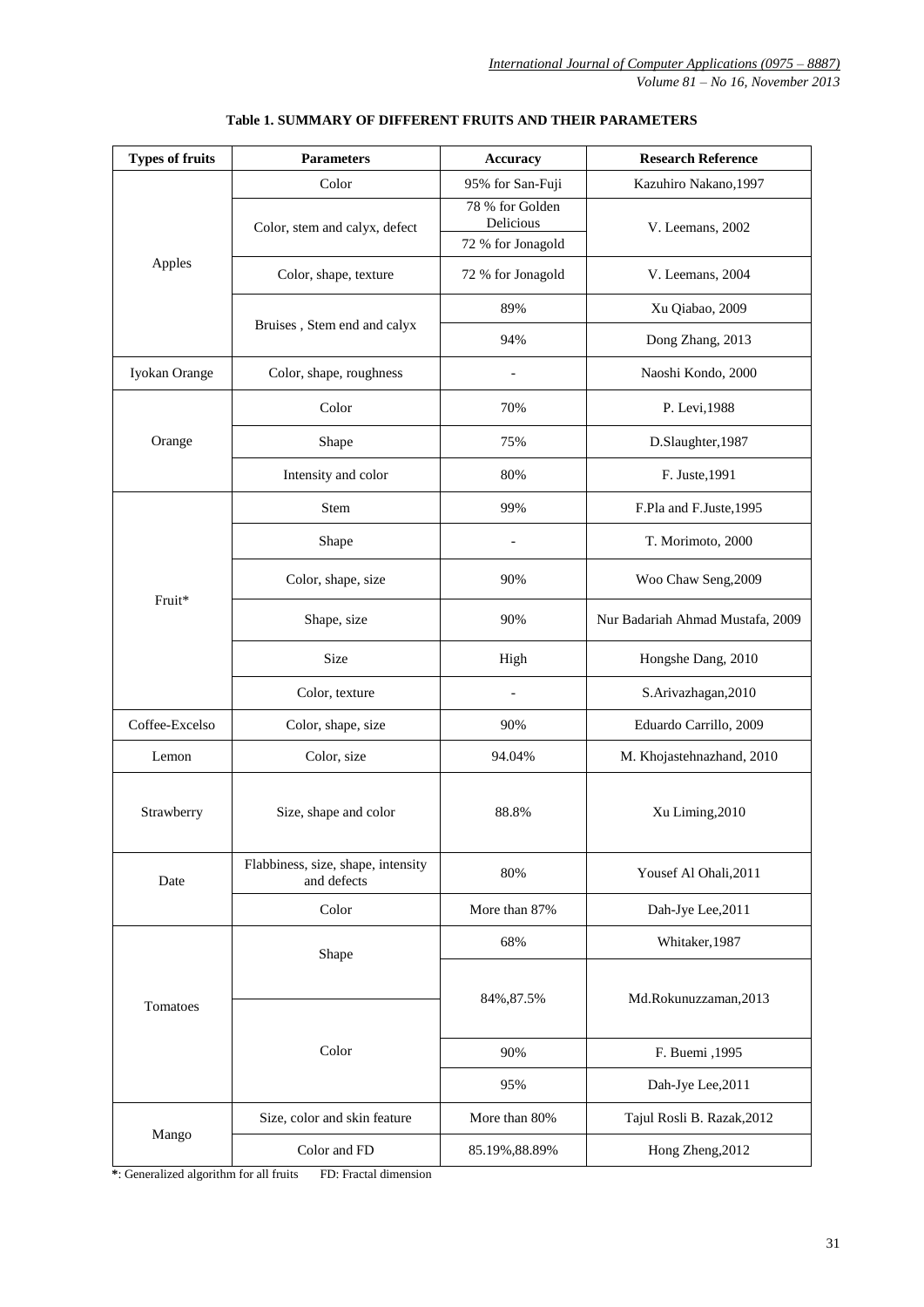**Table 1. SUMMARY OF DIFFERENT FRUITS AND THEIR PARAMETERS**

| Types of fruits | Parameters | Accuracy | Research Reference |
|---|---|---|---|
| Apples | Color | 95% for San-Fuji | Kazuhiro Nakano,1997 |
| | Color, stem and calyx, defect | 78 % for Golden Delicious | V. Leemans, 2002 |
| | | 72 % for Jonagold | |
| | Color, shape, texture | 72 % for Jonagold | V. Leemans, 2004 |
| | Bruises , Stem end and calyx | 89% | Xu Qiabao, 2009 |
| | | 94% | Dong Zhang, 2013 |
| Iyokan Orange | Color, shape, roughness | - | Naoshi Kondo, 2000 |
| Orange | Color | 70% | P. Levi,1988 |
| | Shape | 75% | D.Slaughter,1987 |
| | Intensity and color | 80% | F. Juste,1991 |
| Fruit* | Stem | 99% | F.Pla and F.Juste,1995 |
| | Shape | - | T. Morimoto, 2000 |
| | Color, shape, size | 90% | Woo Chaw Seng,2009 |
| | Shape, size | 90% | Nur Badariah Ahmad Mustafa, 2009 |
| | Size | High | Hongshe Dang, 2010 |
| | Color, texture | - | S.Arivazhagan,2010 |
| Coffee-Excelso | Color, shape, size | 90% | Eduardo Carrillo, 2009 |
| Lemon | Color, size | 94.04% | M. Khojastehnazhand, 2010 |
| Strawberry | Size, shape and color | 88.8% | Xu Liming,2010 |
| Date | Flabbiness, size, shape, intensity and defects | 80% | Yousef Al Ohali,2011 |
| | Color | More than 87% | Dah-Jye Lee,2011 |
| Tomatoes | Shape | 68% | Whitaker,1987 |
| | Shape, Color | 84%,87.5% | Md.Rokunuzzaman,2013 |
| | Color | 90% | F. Buemi ,1995 |
| | Color | 95% | Dah-Jye Lee,2011 |
| Mango | Size, color and skin feature | More than 80% | Tajul Rosli B. Razak,2012 |
| | Color and FD | 85.19%,88.89% | Hong Zheng,2012 |

*: Generalized algorithm for all fruits FD: Fractal dimension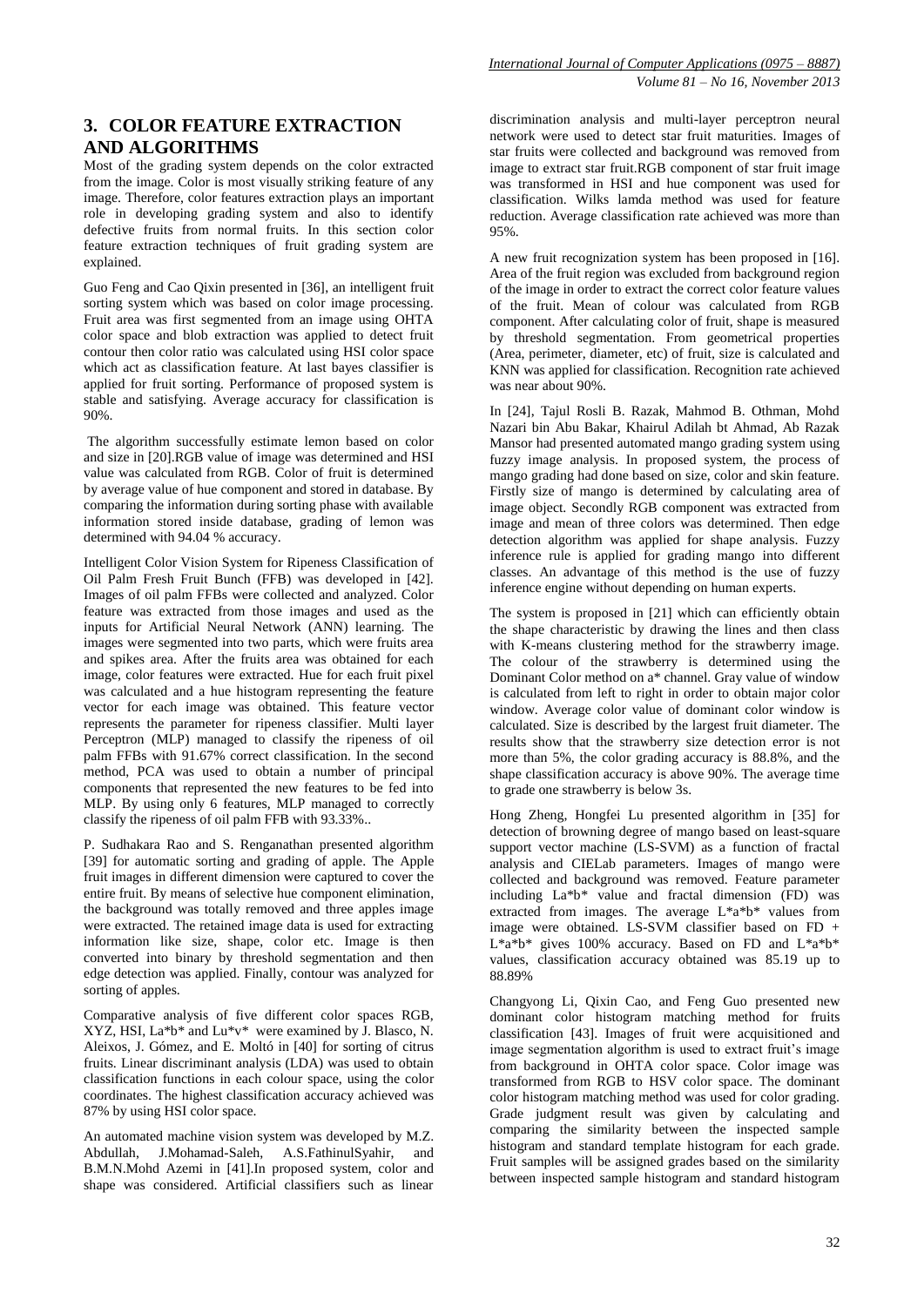## 3. COLOR FEATURE EXTRACTION AND ALGORITHMS

Most of the grading system depends on the color extracted from the image. Color is most visually striking feature of any image. Therefore, color features extraction plays an important role in developing grading system and also to identify defective fruits from normal fruits. In this section color feature extraction techniques of fruit grading system are explained.

Guo Feng and Cao Qixin presented in [36], an intelligent fruit sorting system which was based on color image processing. Fruit area was first segmented from an image using OHTA color space and blob extraction was applied to detect fruit contour then color ratio was calculated using HSI color space which act as classification feature. At last bayes classifier is applied for fruit sorting. Performance of proposed system is stable and satisfying. Average accuracy for classification is 90%.

The algorithm successfully estimate lemon based on color and size in [20].RGB value of image was determined and HSI value was calculated from RGB. Color of fruit is determined by average value of hue component and stored in database. By comparing the information during sorting phase with available information stored inside database, grading of lemon was determined with 94.04 % accuracy.

Intelligent Color Vision System for Ripeness Classification of Oil Palm Fresh Fruit Bunch (FFB) was developed in [42]. Images of oil palm FFBs were collected and analyzed. Color feature was extracted from those images and used as the inputs for Artificial Neural Network (ANN) learning. The images were segmented into two parts, which were fruits area and spikes area. After the fruits area was obtained for each image, color features were extracted. Hue for each fruit pixel was calculated and a hue histogram representing the feature vector for each image was obtained. This feature vector represents the parameter for ripeness classifier. Multi layer Perceptron (MLP) managed to classify the ripeness of oil palm FFBs with 91.67% correct classification. In the second method, PCA was used to obtain a number of principal components that represented the new features to be fed into MLP. By using only 6 features, MLP managed to correctly classify the ripeness of oil palm FFB with 93.33%..

P. Sudhakara Rao and S. Renganathan presented algorithm [39] for automatic sorting and grading of apple. The Apple fruit images in different dimension were captured to cover the entire fruit. By means of selective hue component elimination, the background was totally removed and three apples image were extracted. The retained image data is used for extracting information like size, shape, color etc. Image is then converted into binary by threshold segmentation and then edge detection was applied. Finally, contour was analyzed for sorting of apples.

Comparative analysis of five different color spaces RGB, XYZ, HSI, La*b* and Lu*v* were examined by J. Blasco, N. Aleixos, J. Gómez, and E. Moltó in [40] for sorting of citrus fruits. Linear discriminant analysis (LDA) was used to obtain classification functions in each colour space, using the color coordinates. The highest classification accuracy achieved was 87% by using HSI color space.

An automated machine vision system was developed by M.Z. Abdullah, J.Mohamad-Saleh, A.S.FathinulSyahir, and B.M.N.Mohd Azemi in [41].In proposed system, color and shape was considered. Artificial classifiers such as linear discrimination analysis and multi-layer perceptron neural network were used to detect star fruit maturities. Images of star fruits were collected and background was removed from image to extract star fruit.RGB component of star fruit image was transformed in HSI and hue component was used for classification. Wilks lamda method was used for feature reduction. Average classification rate achieved was more than 95%.

A new fruit recognization system has been proposed in [16]. Area of the fruit region was excluded from background region of the image in order to extract the correct color feature values of the fruit. Mean of colour was calculated from RGB component. After calculating color of fruit, shape is measured by threshold segmentation. From geometrical properties (Area, perimeter, diameter, etc) of fruit, size is calculated and KNN was applied for classification. Recognition rate achieved was near about 90%.

In [24], Tajul Rosli B. Razak, Mahmod B. Othman, Mohd Nazari bin Abu Bakar, Khairul Adilah bt Ahmad, Ab Razak Mansor had presented automated mango grading system using fuzzy image analysis. In proposed system, the process of mango grading had done based on size, color and skin feature. Firstly size of mango is determined by calculating area of image object. Secondly RGB component was extracted from image and mean of three colors was determined. Then edge detection algorithm was applied for shape analysis. Fuzzy inference rule is applied for grading mango into different classes. An advantage of this method is the use of fuzzy inference engine without depending on human experts.

The system is proposed in [21] which can efficiently obtain the shape characteristic by drawing the lines and then class with K-means clustering method for the strawberry image. The colour of the strawberry is determined using the Dominant Color method on a* channel. Gray value of window is calculated from left to right in order to obtain major color window. Average color value of dominant color window is calculated. Size is described by the largest fruit diameter. The results show that the strawberry size detection error is not more than 5%, the color grading accuracy is 88.8%, and the shape classification accuracy is above 90%. The average time to grade one strawberry is below 3s.

Hong Zheng, Hongfei Lu presented algorithm in [35] for detection of browning degree of mango based on least-square support vector machine (LS-SVM) as a function of fractal analysis and CIELab parameters. Images of mango were collected and background was removed. Feature parameter including La*b* value and fractal dimension (FD) was extracted from images. The average L*a*b* values from image were obtained. LS-SVM classifier based on FD + L*a*b* gives 100% accuracy. Based on FD and L*a*b* values, classification accuracy obtained was 85.19 up to 88.89%

Changyong Li, Qixin Cao, and Feng Guo presented new dominant color histogram matching method for fruits classification [43]. Images of fruit were acquisitioned and image segmentation algorithm is used to extract fruit's image from background in OHTA color space. Color image was transformed from RGB to HSV color space. The dominant color histogram matching method was used for color grading. Grade judgment result was given by calculating and comparing the similarity between the inspected sample histogram and standard template histogram for each grade. Fruit samples will be assigned grades based on the similarity between inspected sample histogram and standard histogram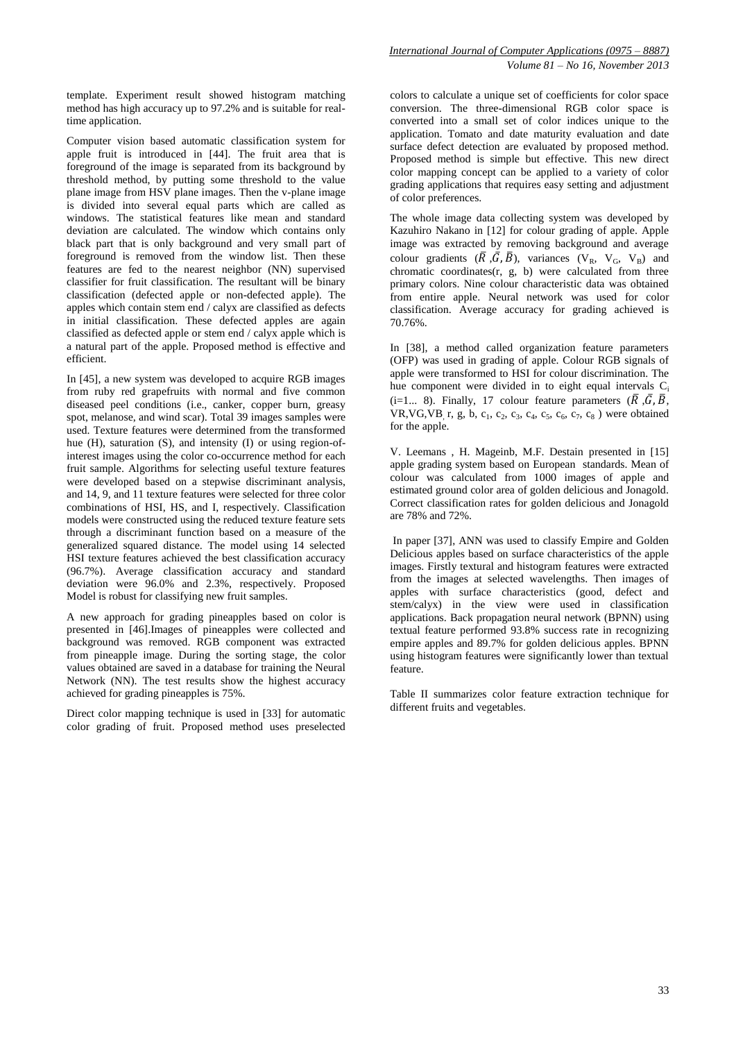template. Experiment result showed histogram matching method has high accuracy up to 97.2% and is suitable for real-time application.

Computer vision based automatic classification system for apple fruit is introduced in [44]. The fruit area that is foreground of the image is separated from its background by threshold method, by putting some threshold to the value plane image from HSV plane images. Then the v-plane image is divided into several equal parts which are called as windows. The statistical features like mean and standard deviation are calculated. The window which contains only black part that is only background and very small part of foreground is removed from the window list. Then these features are fed to the nearest neighbor (NN) supervised classifier for fruit classification. The resultant will be binary classification (defected apple or non-defected apple). The apples which contain stem end / calyx are classified as defects in initial classification. These defected apples are again classified as defected apple or stem end / calyx apple which is a natural part of the apple. Proposed method is effective and efficient.

In [45], a new system was developed to acquire RGB images from ruby red grapefruits with normal and five common diseased peel conditions (i.e., canker, copper burn, greasy spot, melanose, and wind scar). Total 39 images samples were used. Texture features were determined from the transformed hue (H), saturation (S), and intensity (I) or using region-of-interest images using the color co-occurrence method for each fruit sample. Algorithms for selecting useful texture features were developed based on a stepwise discriminant analysis, and 14, 9, and 11 texture features were selected for three color combinations of HSI, HS, and I, respectively. Classification models were constructed using the reduced texture feature sets through a discriminant function based on a measure of the generalized squared distance. The model using 14 selected HSI texture features achieved the best classification accuracy (96.7%). Average classification accuracy and standard deviation were 96.0% and 2.3%, respectively. Proposed Model is robust for classifying new fruit samples.

A new approach for grading pineapples based on color is presented in [46].Images of pineapples were collected and background was removed. RGB component was extracted from pineapple image. During the sorting stage, the color values obtained are saved in a database for training the Neural Network (NN). The test results show the highest accuracy achieved for grading pineapples is 75%.

Direct color mapping technique is used in [33] for automatic color grading of fruit. Proposed method uses preselected colors to calculate a unique set of coefficients for color space conversion. The three-dimensional RGB color space is converted into a small set of color indices unique to the application. Tomato and date maturity evaluation and date surface defect detection are evaluated by proposed method. Proposed method is simple but effective. This new direct color mapping concept can be applied to a variety of color grading applications that requires easy setting and adjustment of color preferences.

The whole image data collecting system was developed by Kazuhiro Nakano in [12] for colour grading of apple. Apple image was extracted by removing background and average colour gradients ($\bar{R}$ ,$\bar{G}$, $\bar{B}$), variances ($V_R$, $V_G$, $V_B$) and chromatic coordinates(r, g, b) were calculated from three primary colors. Nine colour characteristic data was obtained from entire apple. Neural network was used for color classification. Average accuracy for grading achieved is 70.76%.

In [38], a method called organization feature parameters (OFP) was used in grading of apple. Colour RGB signals of apple were transformed to HSI for colour discrimination. The hue component were divided in to eight equal intervals $C_i$ (i=1... 8). Finally, 17 colour feature parameters ($\bar{R}$ ,$\bar{G}$, $\bar{B}$, VR,VG,VB, r, g, b, $c_1$, $c_2$, $c_3$, $c_4$, $c_5$, $c_6$, $c_7$, $c_8$ ) were obtained for the apple.

V. Leemans , H. Mageinb, M.F. Destain presented in [15] apple grading system based on European standards. Mean of colour was calculated from 1000 images of apple and estimated ground color area of golden delicious and Jonagold. Correct classification rates for golden delicious and Jonagold are 78% and 72%.

In paper [37], ANN was used to classify Empire and Golden Delicious apples based on surface characteristics of the apple images. Firstly textural and histogram features were extracted from the images at selected wavelengths. Then images of apples with surface characteristics (good, defect and stem/calyx) in the view were used in classification applications. Back propagation neural network (BPNN) using textual feature performed 93.8% success rate in recognizing empire apples and 89.7% for golden delicious apples. BPNN using histogram features were significantly lower than textual feature.

Table II summarizes color feature extraction technique for different fruits and vegetables.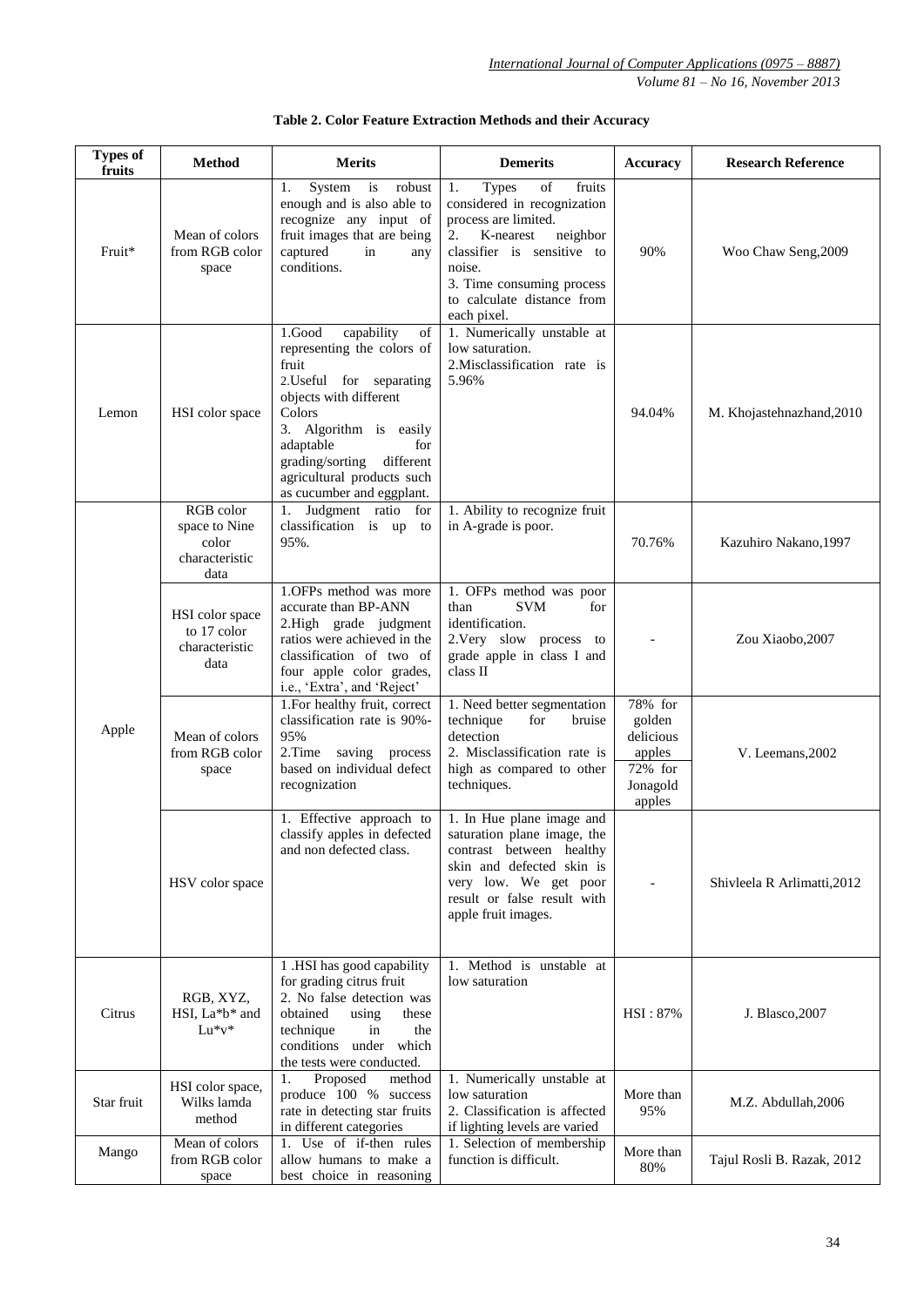**Table 2. Color Feature Extraction Methods and their Accuracy**

| Types of fruits | Method | Merits | Demerits | Accuracy | Research Reference |
|---|---|---|---|---|---|
| Fruit* | Mean of colors from RGB color space | 1. System is robust enough and is also able to recognize any input of fruit images that are being captured in any conditions. | 1. Types of fruits considered in recognization process are limited. 2. K-nearest neighbor classifier is sensitive to noise. 3. Time consuming process to calculate distance from each pixel. | 90% | Woo Chaw Seng,2009 |
| Lemon | HSI color space | 1.Good capability of representing the colors of fruit 2.Useful for separating objects with different Colors 3. Algorithm is easily adaptable for grading/sorting different agricultural products such as cucumber and eggplant. | 1. Numerically unstable at low saturation. 2.Misclassification rate is 5.96% | 94.04% | M. Khojastehnazhand,2010 |
| Apple | RGB color space to Nine color characteristic data | 1. Judgment ratio for classification is up to 95%. | 1. Ability to recognize fruit in A-grade is poor. | 70.76% | Kazuhiro Nakano,1997 |
| | HSI color space to 17 color characteristic data | 1.OFPs method was more accurate than BP-ANN 2.High grade judgment ratios were achieved in the classification of two of four apple color grades, i.e., 'Extra', and 'Reject' | 1. OFPs method was poor than SVM for identification. 2.Very slow process to grade apple in class I and class II | - | Zou Xiaobo,2007 |
| | Mean of colors from RGB color space | 1.For healthy fruit, correct classification rate is 90%-95% 2.Time saving process based on individual defect recognization | 1. Need better segmentation technique for bruise detection 2. Misclassification rate is high as compared to other techniques. | 78% for golden delicious apples 72% for Jonagold apples | V. Leemans,2002 |
| | HSV color space | 1. Effective approach to classify apples in defected and non defected class. | 1. In Hue plane image and saturation plane image, the contrast between healthy skin and defected skin is very low. We get poor result or false result with apple fruit images. | - | Shivleela R Arlimatti,2012 |
| Citrus | RGB, XYZ, HSI, La*b* and Lu*v* | 1 .HSI has good capability for grading citrus fruit 2. No false detection was obtained using these technique in the conditions under which the tests were conducted. | 1. Method is unstable at low saturation | HSI : 87% | J. Blasco,2007 |
| Star fruit | HSI color space, Wilks lamda method | 1. Proposed method produce 100 % success rate in detecting star fruits in different categories | 1. Numerically unstable at low saturation 2. Classification is affected if lighting levels are varied | More than 95% | M.Z. Abdullah,2006 |
| Mango | Mean of colors from RGB color space | 1. Use of if-then rules allow humans to make a best choice in reasoning | 1. Selection of membership function is difficult. | More than 80% | Tajul Rosli B. Razak, 2012 |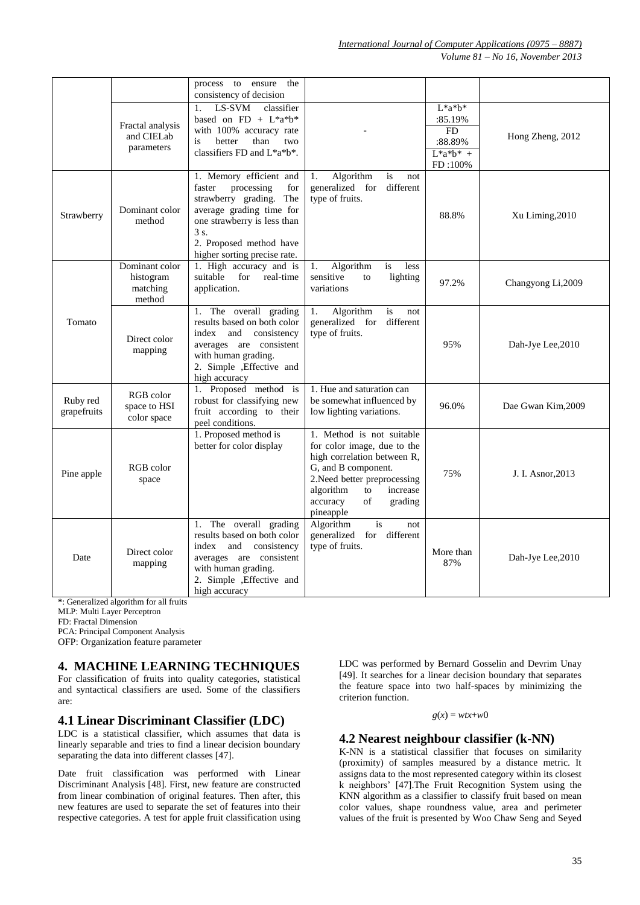| | | process to ensure the consistency of decision | | | |
|---|---|---|---|---|---|
| | Fractal analysis and CIELab parameters | 1. LS-SVM classifier based on FD + L*a*b* with 100% accuracy rate is better than two classifiers FD and L*a*b*. | - | L*a*b* :85.19% FD :88.89% L*a*b* + FD :100% | Hong Zheng, 2012 |
| Strawberry | Dominant color method | 1. Memory efficient and faster processing for strawberry grading. The average grading time for one strawberry is less than 3 s. 2. Proposed method have higher sorting precise rate. | 1. Algorithm is not generalized for different type of fruits. | 88.8% | Xu Liming,2010 |
| Tomato | Dominant color histogram matching method | 1. High accuracy and is suitable for real-time application. | 1. Algorithm is less sensitive to lighting variations | 97.2% | Changyong Li,2009 |
| | Direct color mapping | 1. The overall grading results based on both color index and consistency averages are consistent with human grading. 2. Simple ,Effective and high accuracy | 1. Algorithm is not generalized for different type of fruits. | 95% | Dah-Jye Lee,2010 |
| Ruby red grapefruits | RGB color space to HSI color space | 1. Proposed method is robust for classifying new fruit according to their peel conditions. | 1. Hue and saturation can be somewhat influenced by low lighting variations. | 96.0% | Dae Gwan Kim,2009 |
| Pine apple | RGB color space | 1. Proposed method is better for color display | 1. Method is not suitable for color image, due to the high correlation between R, G, and B component. 2.Need better preprocessing algorithm to increase accuracy of grading pineapple | 75% | J. I. Asnor,2013 |
| Date | Direct color mapping | 1. The overall grading results based on both color index and consistency averages are consistent with human grading. 2. Simple ,Effective and high accuracy | Algorithm is not generalized for different type of fruits. | More than 87% | Dah-Jye Lee,2010 |

*: Generalized algorithm for all fruits  
MLP: Multi Layer Perceptron  
FD: Fractal Dimension  
PCA: Principal Component Analysis  
OFP: Organization feature parameter

## 4. MACHINE LEARNING TECHNIQUES

For classification of fruits into quality categories, statistical and syntactical classifiers are used. Some of the classifiers are:

### 4.1 Linear Discriminant Classifier (LDC)

LDC is a statistical classifier, which assumes that data is linearly separable and tries to find a linear decision boundary separating the data into different classes [47].

Date fruit classification was performed with Linear Discriminant Analysis [48]. First, new feature are constructed from linear combination of original features. Then after, this new features are used to separate the set of features into their respective categories. A test for apple fruit classification using LDC was performed by Bernard Gosselin and Devrim Unay [49]. It searches for a linear decision boundary that separates the feature space into two half-spaces by minimizing the criterion function.

$$g(x) = wtx+w0$$

### 4.2 Nearest neighbour classifier (k-NN)

K-NN is a statistical classifier that focuses on similarity (proximity) of samples measured by a distance metric. It assigns data to the most represented category within its closest k neighbors' [47].The Fruit Recognition System using the KNN algorithm as a classifier to classify fruit based on mean color values, shape roundness value, area and perimeter values of the fruit is presented by Woo Chaw Seng and Seyed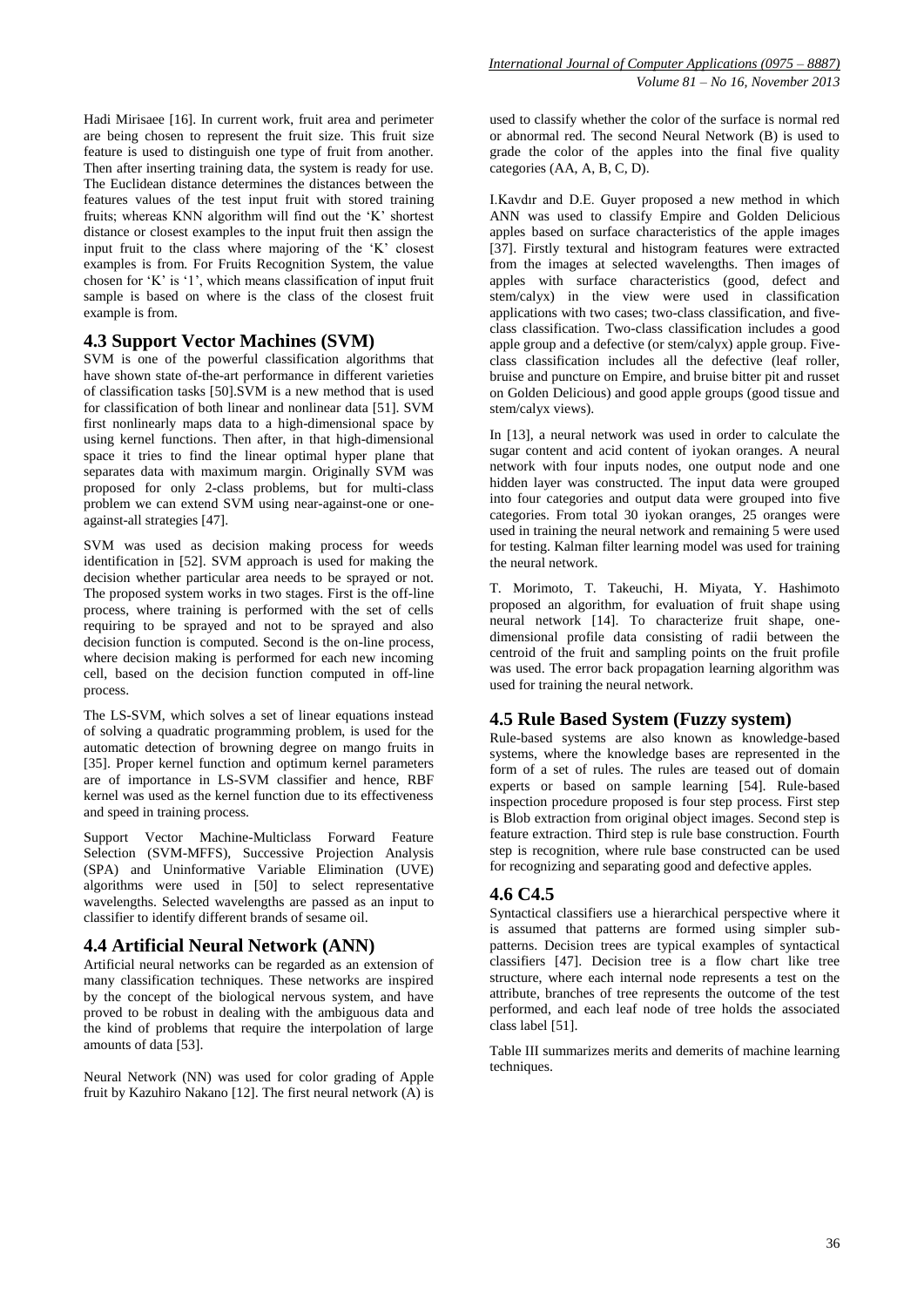Hadi Mirisaee [16]. In current work, fruit area and perimeter are being chosen to represent the fruit size. This fruit size feature is used to distinguish one type of fruit from another. Then after inserting training data, the system is ready for use. The Euclidean distance determines the distances between the features values of the test input fruit with stored training fruits; whereas KNN algorithm will find out the 'K' shortest distance or closest examples to the input fruit then assign the input fruit to the class where majoring of the 'K' closest examples is from. For Fruits Recognition System, the value chosen for 'K' is '1', which means classification of input fruit sample is based on where is the class of the closest fruit example is from.

## 4.3 Support Vector Machines (SVM)

SVM is one of the powerful classification algorithms that have shown state of-the-art performance in different varieties of classification tasks [50].SVM is a new method that is used for classification of both linear and nonlinear data [51]. SVM first nonlinearly maps data to a high-dimensional space by using kernel functions. Then after, in that high-dimensional space it tries to find the linear optimal hyper plane that separates data with maximum margin. Originally SVM was proposed for only 2-class problems, but for multi-class problem we can extend SVM using near-against-one or one-against-all strategies [47].

SVM was used as decision making process for weeds identification in [52]. SVM approach is used for making the decision whether particular area needs to be sprayed or not. The proposed system works in two stages. First is the off-line process, where training is performed with the set of cells requiring to be sprayed and not to be sprayed and also decision function is computed. Second is the on-line process, where decision making is performed for each new incoming cell, based on the decision function computed in off-line process.

The LS-SVM, which solves a set of linear equations instead of solving a quadratic programming problem, is used for the automatic detection of browning degree on mango fruits in [35]. Proper kernel function and optimum kernel parameters are of importance in LS-SVM classifier and hence, RBF kernel was used as the kernel function due to its effectiveness and speed in training process.

Support Vector Machine-Multiclass Forward Feature Selection (SVM-MFFS), Successive Projection Analysis (SPA) and Uninformative Variable Elimination (UVE) algorithms were used in [50] to select representative wavelengths. Selected wavelengths are passed as an input to classifier to identify different brands of sesame oil.

## 4.4 Artificial Neural Network (ANN)

Artificial neural networks can be regarded as an extension of many classification techniques. These networks are inspired by the concept of the biological nervous system, and have proved to be robust in dealing with the ambiguous data and the kind of problems that require the interpolation of large amounts of data [53].

Neural Network (NN) was used for color grading of Apple fruit by Kazuhiro Nakano [12]. The first neural network (A) is used to classify whether the color of the surface is normal red or abnormal red. The second Neural Network (B) is used to grade the color of the apples into the final five quality categories (AA, A, B, C, D).

I.Kavdır and D.E. Guyer proposed a new method in which ANN was used to classify Empire and Golden Delicious apples based on surface characteristics of the apple images [37]. Firstly textural and histogram features were extracted from the images at selected wavelengths. Then images of apples with surface characteristics (good, defect and stem/calyx) in the view were used in classification applications with two cases; two-class classification, and five-class classification. Two-class classification includes a good apple group and a defective (or stem/calyx) apple group. Five-class classification includes all the defective (leaf roller, bruise and puncture on Empire, and bruise bitter pit and russet on Golden Delicious) and good apple groups (good tissue and stem/calyx views).

In [13], a neural network was used in order to calculate the sugar content and acid content of iyokan oranges. A neural network with four inputs nodes, one output node and one hidden layer was constructed. The input data were grouped into four categories and output data were grouped into five categories. From total 30 iyokan oranges, 25 oranges were used in training the neural network and remaining 5 were used for testing. Kalman filter learning model was used for training the neural network.

T. Morimoto, T. Takeuchi, H. Miyata, Y. Hashimoto proposed an algorithm, for evaluation of fruit shape using neural network [14]. To characterize fruit shape, one-dimensional profile data consisting of radii between the centroid of the fruit and sampling points on the fruit profile was used. The error back propagation learning algorithm was used for training the neural network.

## 4.5 Rule Based System (Fuzzy system)

Rule-based systems are also known as knowledge-based systems, where the knowledge bases are represented in the form of a set of rules. The rules are teased out of domain experts or based on sample learning [54]. Rule-based inspection procedure proposed is four step process. First step is Blob extraction from original object images. Second step is feature extraction. Third step is rule base construction. Fourth step is recognition, where rule base constructed can be used for recognizing and separating good and defective apples.

## 4.6 C4.5

Syntactical classifiers use a hierarchical perspective where it is assumed that patterns are formed using simpler sub-patterns. Decision trees are typical examples of syntactical classifiers [47]. Decision tree is a flow chart like tree structure, where each internal node represents a test on the attribute, branches of tree represents the outcome of the test performed, and each leaf node of tree holds the associated class label [51].

Table III summarizes merits and demerits of machine learning techniques.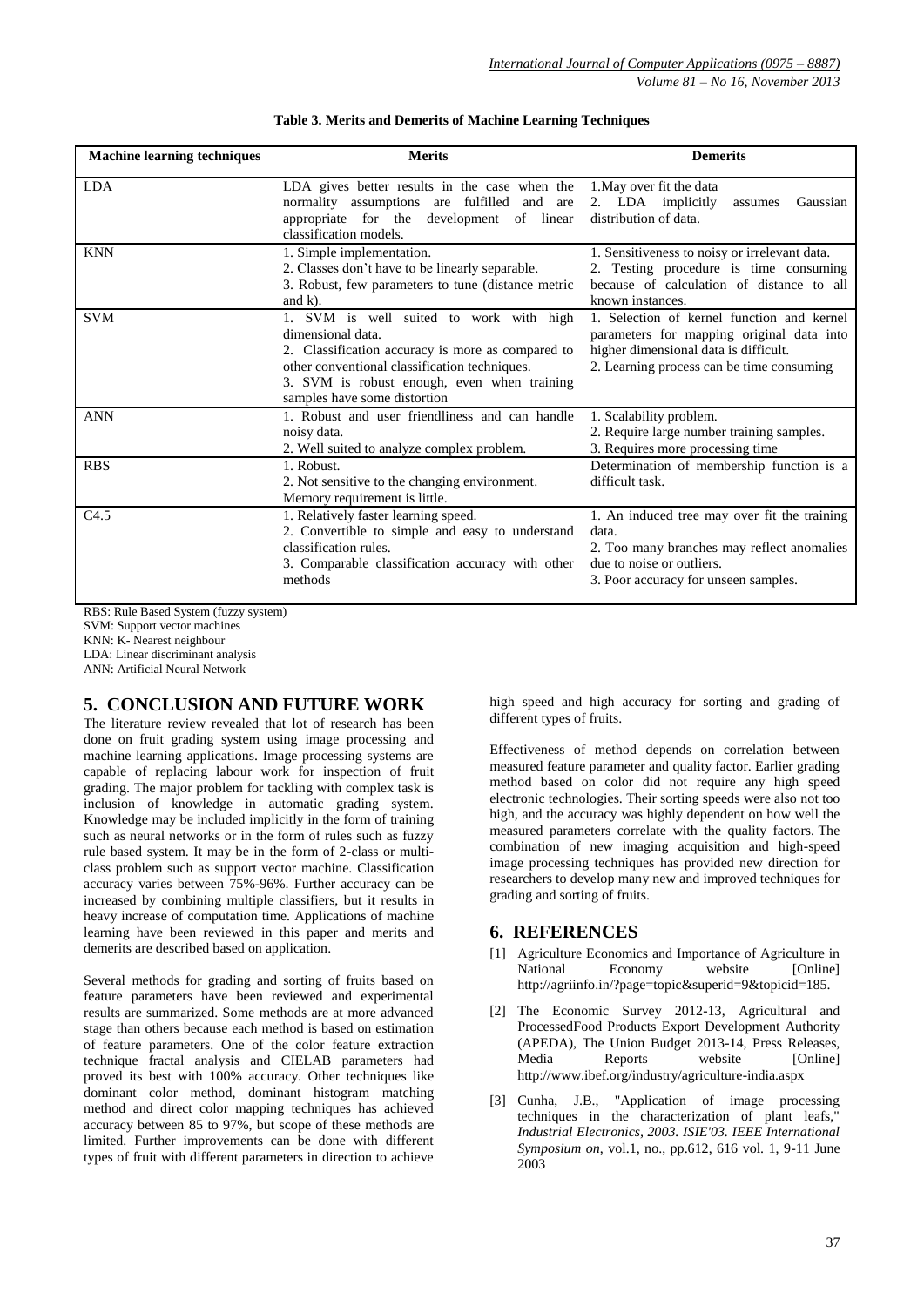**Table 3. Merits and Demerits of Machine Learning Techniques**

| Machine learning techniques | Merits | Demerits |
|---|---|---|
| LDA | LDA gives better results in the case when the normality assumptions are fulfilled and are appropriate for the development of linear classification models. | 1.May over fit the data<br>2. LDA implicitly assumes Gaussian distribution of data. |
| KNN | 1. Simple implementation.<br>2. Classes don't have to be linearly separable.<br>3. Robust, few parameters to tune (distance metric and k). | 1. Sensitiveness to noisy or irrelevant data.<br>2. Testing procedure is time consuming because of calculation of distance to all known instances. |
| SVM | 1. SVM is well suited to work with high dimensional data.<br>2. Classification accuracy is more as compared to other conventional classification techniques.<br>3. SVM is robust enough, even when training samples have some distortion | 1. Selection of kernel function and kernel parameters for mapping original data into higher dimensional data is difficult.<br>2. Learning process can be time consuming |
| ANN | 1. Robust and user friendliness and can handle noisy data.<br>2. Well suited to analyze complex problem. | 1. Scalability problem.<br>2. Require large number training samples.<br>3. Requires more processing time |
| RBS | 1. Robust.<br>2. Not sensitive to the changing environment. Memory requirement is little. | Determination of membership function is a difficult task. |
| C4.5 | 1. Relatively faster learning speed.<br>2. Convertible to simple and easy to understand classification rules.<br>3. Comparable classification accuracy with other methods | 1. An induced tree may over fit the training data.<br>2. Too many branches may reflect anomalies due to noise or outliers.<br>3. Poor accuracy for unseen samples. |

RBS: Rule Based System (fuzzy system)
SVM: Support vector machines
KNN: K- Nearest neighbour
LDA: Linear discriminant analysis
ANN: Artificial Neural Network

## 5. CONCLUSION AND FUTURE WORK

The literature review revealed that lot of research has been done on fruit grading system using image processing and machine learning applications. Image processing systems are capable of replacing labour work for inspection of fruit grading. The major problem for tackling with complex task is inclusion of knowledge in automatic grading system. Knowledge may be included implicitly in the form of training such as neural networks or in the form of rules such as fuzzy rule based system. It may be in the form of 2-class or multi-class problem such as support vector machine. Classification accuracy varies between 75%-96%. Further accuracy can be increased by combining multiple classifiers, but it results in heavy increase of computation time. Applications of machine learning have been reviewed in this paper and merits and demerits are described based on application.

Several methods for grading and sorting of fruits based on feature parameters have been reviewed and experimental results are summarized. Some methods are at more advanced stage than others because each method is based on estimation of feature parameters. One of the color feature extraction technique fractal analysis and CIELAB parameters had proved its best with 100% accuracy. Other techniques like dominant color method, dominant histogram matching method and direct color mapping techniques has achieved accuracy between 85 to 97%, but scope of these methods are limited. Further improvements can be done with different types of fruit with different parameters in direction to achieve high speed and high accuracy for sorting and grading of different types of fruits.

Effectiveness of method depends on correlation between measured feature parameter and quality factor. Earlier grading method based on color did not require any high speed electronic technologies. Their sorting speeds were also not too high, and the accuracy was highly dependent on how well the measured parameters correlate with the quality factors. The combination of new imaging acquisition and high-speed image processing techniques has provided new direction for researchers to develop many new and improved techniques for grading and sorting of fruits.

## 6. REFERENCES

[1] Agriculture Economics and Importance of Agriculture in National Economy website [Online] http://agriinfo.in/?page=topic&superid=9&topicid=185.

[2] The Economic Survey 2012-13, Agricultural and ProcessedFood Products Export Development Authority (APEDA), The Union Budget 2013-14, Press Releases, Media Reports website [Online] http://www.ibef.org/industry/agriculture-india.aspx

[3] Cunha, J.B., "Application of image processing techniques in the characterization of plant leafs," *Industrial Electronics, 2003. ISIE'03. IEEE International Symposium on*, vol.1, no., pp.612, 616 vol. 1, 9-11 June 2003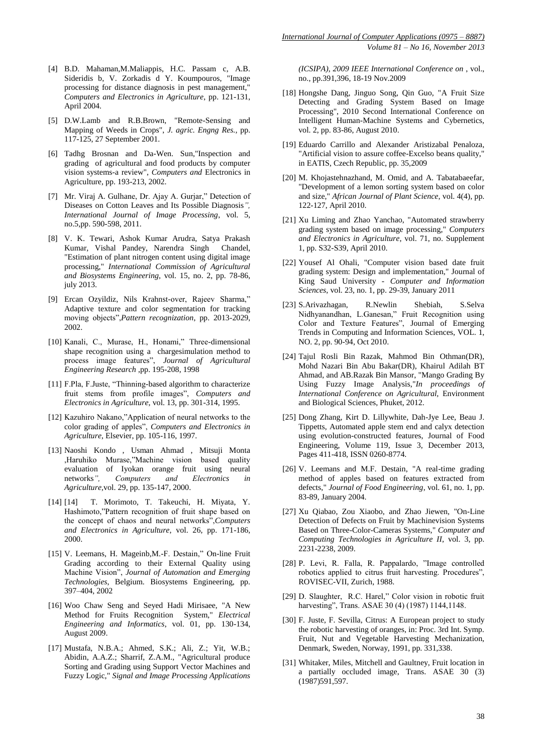[4] B.D. Mahaman,M.Maliappis, H.C. Passam c, A.B. Sideridis b, V. Zorkadis d Y. Koumpouros, "Image processing for distance diagnosis in pest management," *Computers and Electronics in Agriculture*, pp. 121-131, April 2004.

[5] D.W.Lamb and R.B.Brown, "Remote-Sensing and Mapping of Weeds in Crops", *J. agric. Engng Res.*, pp. 117-125, 27 September 2001.

[6] Tadhg Brosnan and Da-Wen. Sun,"Inspection and grading of agricultural and food products by computer vision systems-a review", *Computers and* Electronics in Agriculture, pp. 193-213, 2002.

[7] Mr. Viraj A. Gulhane, Dr. Ajay A. Gurjar," Detection of Diseases on Cotton Leaves and Its Possible Diagnosis*", International Journal of Image Processing*, vol. 5, no.5,pp. 590-598, 2011.

[8] V. K. Tewari, Ashok Kumar Arudra, Satya Prakash Kumar, Vishal Pandey, Narendra Singh Chandel, "Estimation of plant nitrogen content using digital image processing," *International Commission of Agricultural and Biosystems Engineering*, vol. 15, no. 2, pp. 78-86, july 2013.

[9] Ercan Ozyildiz, Nils Krahnst-over, Rajeev Sharma," Adaptive texture and color segmentation for tracking moving objects",*Pattern recognization*, pp. 2013-2029, 2002.

[10] Kanali, C., Murase, H., Honami," Three-dimensional shape recognition using a chargesimulation method to process image features", *Journal of Agricultural Engineering Research* ,pp. 195-208, 1998

[11] F.Pla, F.Juste, "Thinning-based algorithm to characterize fruit stems from profile images", *Computers and Electronics in Agriculture*, vol. 13, pp. 301-314, 1995.

[12] Kazuhiro Nakano,"Application of neural networks to the color grading of apples", *Computers and Electronics in Agriculture*, Elsevier, pp. 105-116, 1997.

[13] Naoshi Kondo , Usman Ahmad , Mitsuji Monta ,Haruhiko Murase,"Machine vision based quality evaluation of Iyokan orange fruit using neural networks*", Computers and Electronics in Agriculture*,vol. 29, pp. 135-147, 2000.

[14] [14] T. Morimoto, T. Takeuchi, H. Miyata, Y. Hashimoto,"Pattern recognition of fruit shape based on the concept of chaos and neural networks",*Computers and Electronics in Agriculture*, vol. 26, pp. 171-186, 2000.

[15] V. Leemans, H. Mageinb,M.-F. Destain," On-line Fruit Grading according to their External Quality using Machine Vision", *Journal of Automation and Emerging Technologies*, Belgium. Biosystems Engineering, pp. 397–404, 2002

[16] Woo Chaw Seng and Seyed Hadi Mirisaee, "A New Method for Fruits Recognition System," *Electrical Engineering and Informatics*, vol. 01, pp. 130-134, August 2009.

[17] Mustafa, N.B.A.; Ahmed, S.K.; Ali, Z.; Yit, W.B.; Abidin, A.A.Z.; Sharrif, Z.A.M., "Agricultural produce Sorting and Grading using Support Vector Machines and Fuzzy Logic," *Signal and Image Processing Applications (ICSIPA), 2009 IEEE International Conference on* , vol., no., pp.391,396, 18-19 Nov.2009

[18] Hongshe Dang, Jinguo Song, Qin Guo, "A Fruit Size Detecting and Grading System Based on Image Processing", 2010 Second International Conference on Intelligent Human-Machine Systems and Cybernetics, vol. 2, pp. 83-86, August 2010.

[19] Eduardo Carrillo and Alexander Aristizabal Penaloza, "Artificial vision to assure coffee-Excelso beans quality," in EATIS, Czech Republic, pp. 35,2009

[20] M. Khojastehnazhand, M. Omid, and A. Tabatabaeefar, "Development of a lemon sorting system based on color and size," *African Journal of Plant Science*, vol. 4(4), pp. 122-127, April 2010.

[21] Xu Liming and Zhao Yanchao, "Automated strawberry grading system based on image processing," *Computers and Electronics in Agriculture*, vol. 71, no. Supplement 1, pp. S32-S39, April 2010.

[22] Yousef Al Ohali, "Computer vision based date fruit grading system: Design and implementation," Journal of King Saud University - *Computer and Information Sciences*, vol. 23, no. 1, pp. 29-39, January 2011

[23] S.Arivazhagan, R.Newlin Shebiah, S.Selva Nidhyanandhan, L.Ganesan," Fruit Recognition using Color and Texture Features", Journal of Emerging Trends in Computing and Information Sciences, VOL. 1, NO. 2, pp. 90-94, Oct 2010.

[24] Tajul Rosli Bin Razak, Mahmod Bin Othman(DR), Mohd Nazari Bin Abu Bakar(DR), Khairul Adilah BT Ahmad, and AB.Razak Bin Mansor, "Mango Grading By Using Fuzzy Image Analysis,"*In proceedings of International Conference on Agricultural*, Environment and Biological Sciences, Phuket, 2012.

[25] Dong Zhang, Kirt D. Lillywhite, Dah-Jye Lee, Beau J. Tippetts, Automated apple stem end and calyx detection using evolution-constructed features, Journal of Food Engineering, Volume 119, Issue 3, December 2013, Pages 411-418, ISSN 0260-8774.

[26] V. Leemans and M.F. Destain, "A real-time grading method of apples based on features extracted from defects," *Journal of Food Engineering*, vol. 61, no. 1, pp. 83-89, January 2004.

[27] Xu Qiabao, Zou Xiaobo, and Zhao Jiewen, "On-Line Detection of Defects on Fruit by Machinevision Systems Based on Three-Color-Cameras Systems," *Computer and Computing Technologies in Agriculture II*, vol. 3, pp. 2231-2238, 2009.

[28] P. Levi, R. Falla, R. Pappalardo, "Image controlled robotics applied to citrus fruit harvesting. Procedures", ROVISEC-VII, Zurich, 1988.

[29] D. Slaughter, R.C. Harel," Color vision in robotic fruit harvesting", Trans. ASAE 30 (4) (1987) 1144,1148.

[30] F. Juste, F. Sevilla, Citrus: A European project to study the robotic harvesting of oranges, in: Proc. 3rd Int. Symp. Fruit, Nut and Vegetable Harvesting Mechanization, Denmark, Sweden, Norway, 1991, pp. 331,338.

[31] Whitaker, Miles, Mitchell and Gaultney, Fruit location in a partially occluded image, Trans. ASAE 30 (3) (1987)591,597.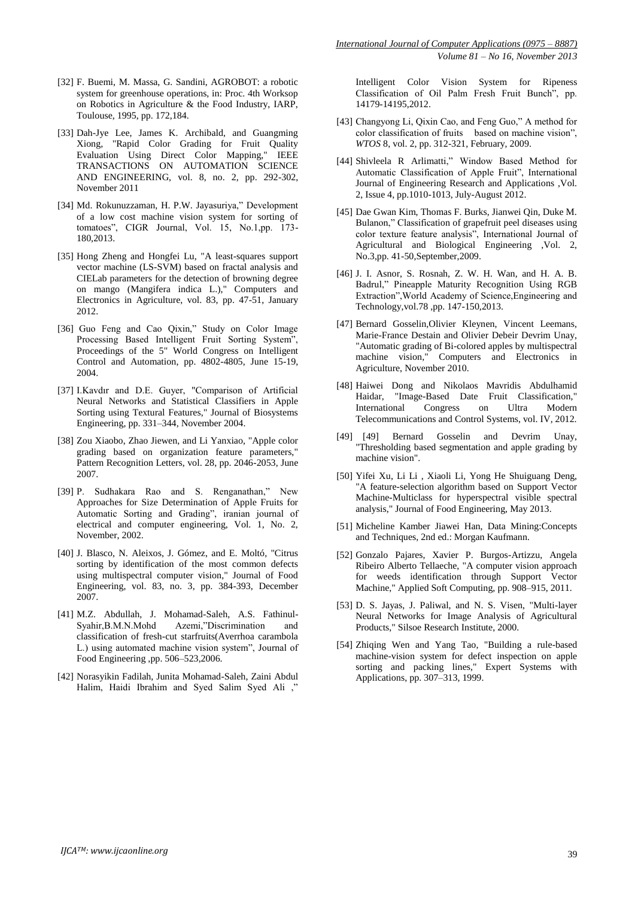[32] F. Buemi, M. Massa, G. Sandini, AGROBOT: a robotic system for greenhouse operations, in: Proc. 4th Worksop on Robotics in Agriculture & the Food Industry, IARP, Toulouse, 1995, pp. 172,184.

[33] Dah-Jye Lee, James K. Archibald, and Guangming Xiong, "Rapid Color Grading for Fruit Quality Evaluation Using Direct Color Mapping," IEEE TRANSACTIONS ON AUTOMATION SCIENCE AND ENGINEERING, vol. 8, no. 2, pp. 292-302, November 2011

[34] Md. Rokunuzzaman, H. P.W. Jayasuriya," Development of a low cost machine vision system for sorting of tomatoes", CIGR Journal, Vol. 15, No.1,pp. 173-180,2013.

[35] Hong Zheng and Hongfei Lu, "A least-squares support vector machine (LS-SVM) based on fractal analysis and CIELab parameters for the detection of browning degree on mango (Mangifera indica L.)," Computers and Electronics in Agriculture, vol. 83, pp. 47-51, January 2012.

[36] Guo Feng and Cao Qixin," Study on Color Image Processing Based Intelligent Fruit Sorting System", Proceedings of the 5" World Congress on Intelligent Control and Automation, pp. 4802-4805, June 15-19, 2004.

[37] I.Kavdır and D.E. Guyer, "Comparison of Artificial Neural Networks and Statistical Classifiers in Apple Sorting using Textural Features," Journal of Biosystems Engineering, pp. 331–344, November 2004.

[38] Zou Xiaobo, Zhao Jiewen, and Li Yanxiao, "Apple color grading based on organization feature parameters," Pattern Recognition Letters, vol. 28, pp. 2046-2053, June 2007.

[39] P. Sudhakara Rao and S. Renganathan," New Approaches for Size Determination of Apple Fruits for Automatic Sorting and Grading", iranian journal of electrical and computer engineering, Vol. 1, No. 2, November, 2002.

[40] J. Blasco, N. Aleixos, J. Gómez, and E. Moltó, "Citrus sorting by identification of the most common defects using multispectral computer vision," Journal of Food Engineering, vol. 83, no. 3, pp. 384-393, December 2007.

[41] M.Z. Abdullah, J. Mohamad-Saleh, A.S. Fathinul-Syahir,B.M.N.Mohd Azemi,"Discrimination and classification of fresh-cut starfruits(Averrhoa carambola L.) using automated machine vision system", Journal of Food Engineering ,pp. 506–523,2006.

[42] Norasyikin Fadilah, Junita Mohamad-Saleh, Zaini Abdul Halim, Haidi Ibrahim and Syed Salim Syed Ali ," Intelligent Color Vision System for Ripeness Classification of Oil Palm Fresh Fruit Bunch", pp. 14179-14195,2012.

[43] Changyong Li, Qixin Cao, and Feng Guo," A method for color classification of fruits based on machine vision", *WTOS* 8, vol. 2, pp. 312-321, February, 2009.

[44] Shivleela R Arlimatti," Window Based Method for Automatic Classification of Apple Fruit", International Journal of Engineering Research and Applications ,Vol. 2, Issue 4, pp.1010-1013, July-August 2012.

[45] Dae Gwan Kim, Thomas F. Burks, Jianwei Qin, Duke M. Bulanon," Classification of grapefruit peel diseases using color texture feature analysis", International Journal of Agricultural and Biological Engineering ,Vol. 2, No.3,pp. 41-50,September,2009.

[46] J. I. Asnor, S. Rosnah, Z. W. H. Wan, and H. A. B. Badrul," Pineapple Maturity Recognition Using RGB Extraction",World Academy of Science,Engineering and Technology,vol.78 ,pp. 147-150,2013.

[47] Bernard Gosselin,Olivier Kleynen, Vincent Leemans, Marie-France Destain and Olivier Debeir Devrim Unay, "Automatic grading of Bi-colored apples by multispectral machine vision," Computers and Electronics in Agriculture, November 2010.

[48] Haiwei Dong and Nikolaos Mavridis Abdulhamid Haidar, "Image-Based Date Fruit Classification," International Congress on Ultra Modern Telecommunications and Control Systems, vol. IV, 2012.

[49] [49] Bernard Gosselin and Devrim Unay, "Thresholding based segmentation and apple grading by machine vision".

[50] Yifei Xu, Li Li , Xiaoli Li, Yong He Shuiguang Deng, "A feature-selection algorithm based on Support Vector Machine-Multiclass for hyperspectral visible spectral analysis," Journal of Food Engineering, May 2013.

[51] Micheline Kamber Jiawei Han, Data Mining:Concepts and Techniques, 2nd ed.: Morgan Kaufmann.

[52] Gonzalo Pajares, Xavier P. Burgos-Artizzu, Angela Ribeiro Alberto Tellaeche, "A computer vision approach for weeds identification through Support Vector Machine," Applied Soft Computing, pp. 908–915, 2011.

[53] D. S. Jayas, J. Paliwal, and N. S. Visen, "Multi-layer Neural Networks for Image Analysis of Agricultural Products," Silsoe Research Institute, 2000.

[54] Zhiqing Wen and Yang Tao, "Building a rule-based machine-vision system for defect inspection on apple sorting and packing lines," Expert Systems with Applications, pp. 307–313, 1999.